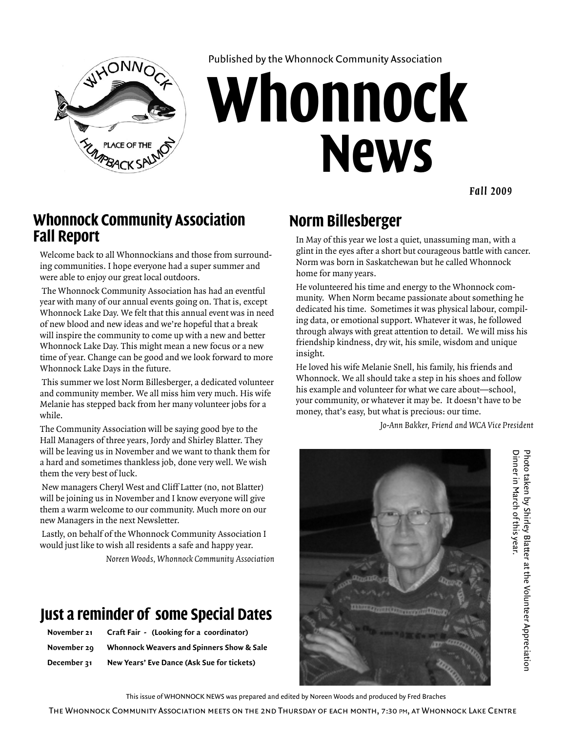Published by the Whonnock Community Association

# Whonnock News

*Fall 2009*

## Whonnock Community Association Fall Report

Welcome back to all Whonnockians and those from surrounding communities. I hope everyone had a super summer and were able to enjoy our great local outdoors.

The Whonnock Community Association has had an eventful year with many of our annual events going on. That is, except Whonnock Lake Day. We felt that this annual event was in need of new blood and new ideas and we're hopeful that a break will inspire the community to come up with a new and better Whonnock Lake Day. This might mean a new focus or a new time of year. Change can be good and we look forward to more Whonnock Lake Days in the future.

This summer we lost Norm Billesberger, a dedicated volunteer and community member. We all miss him very much. His wife Melanie has stepped back from her many volunteer jobs for a while.

The Community Association will be saying good bye to the Hall Managers of three years, Jordy and Shirley Blatter. They will be leaving us in November and we want to thank them for a hard and sometimes thankless job, done very well. We wish them the very best of luck.

New managers Cheryl West and Cliff Latter (no, not Blatter) will be joining us in November and I know everyone will give them a warm welcome to our community. Much more on our new Managers in the next Newsletter.

Lastly, on behalf of the Whonnock Community Association I would just like to wish all residents a safe and happy year.

*Noreen Woods, Whonnock Community Association*

## Just a reminder of some Special Dates

| | |
|---|---|
| **November 21** | **Craft Fair - (Looking for a coordinator)** |
| **November 29** | **Whonnock Weavers and Spinners Show & Sale** |
| **December 31** | **New Years' Eve Dance (Ask Sue for tickets)** |

## Norm Billesberger

In May of this year we lost a quiet, unassuming man, with a glint in the eyes after a short but courageous battle with cancer. Norm was born in Saskatchewan but he called Whonnock home for many years.

He volunteered his time and energy to the Whonnock community. When Norm became passionate about something he dedicated his time. Sometimes it was physical labour, compiling data, or emotional support. Whatever it was, he followed through always with great attention to detail. We will miss his friendship kindness, dry wit, his smile, wisdom and unique insight.

He loved his wife Melanie Snell, his family, his friends and Whonnock. We all should take a step in his shoes and follow his example and volunteer for what we care about—school, your community, or whatever it may be. It doesn't have to be money, that's easy, but what is precious: our time.

*Jo-Ann Bakker, Friend and WCA Vice President*

Photo taken by Shirley Blatter at the Volunteer Appreciation Dinner in March of this year.

This issue of WHONNOCK NEWS was prepared and edited by Noreen Woods and produced by Fred Braches

The Whonnock Community Association meets on the 2nd Thursday of each month, 7:30 pm, at Whonnock Lake Centre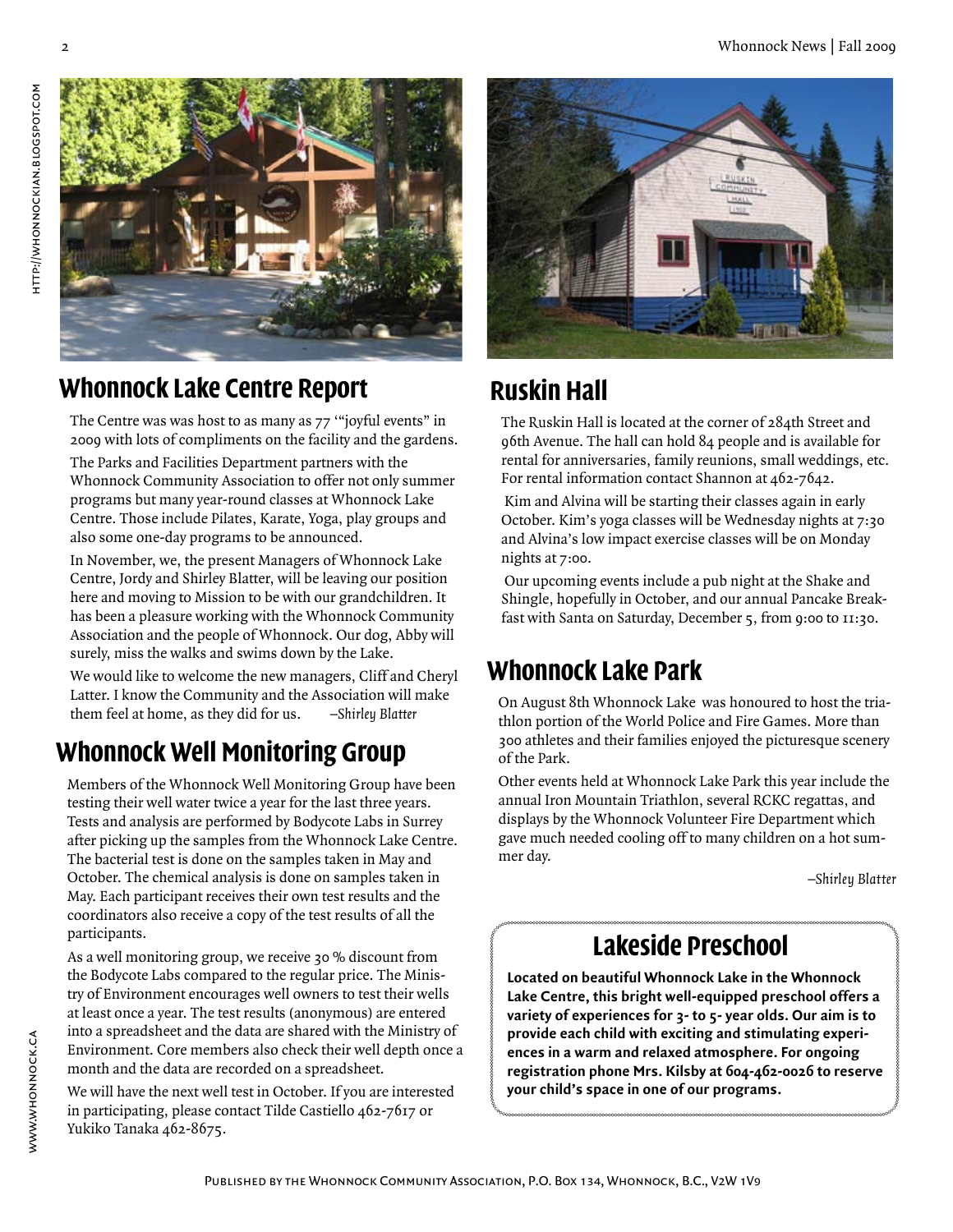## Whonnock Lake Centre Report

The Centre was was host to as many as 77 '"joyful events" in 2009 with lots of compliments on the facility and the gardens.

The Parks and Facilities Department partners with the Whonnock Community Association to offer not only summer programs but many year-round classes at Whonnock Lake Centre. Those include Pilates, Karate, Yoga, play groups and also some one-day programs to be announced.

In November, we, the present Managers of Whonnock Lake Centre, Jordy and Shirley Blatter, will be leaving our position here and moving to Mission to be with our grandchildren. It has been a pleasure working with the Whonnock Community Association and the people of Whonnock. Our dog, Abby will surely, miss the walks and swims down by the Lake.

We would like to welcome the new managers, Cliff and Cheryl Latter. I know the Community and the Association will make them feel at home, as they did for us. *–Shirley Blatter*

## Whonnock Well Monitoring Group

Members of the Whonnock Well Monitoring Group have been testing their well water twice a year for the last three years. Tests and analysis are performed by Bodycote Labs in Surrey after picking up the samples from the Whonnock Lake Centre. The bacterial test is done on the samples taken in May and October. The chemical analysis is done on samples taken in May. Each participant receives their own test results and the coordinators also receive a copy of the test results of all the participants.

As a well monitoring group, we receive 30 % discount from the Bodycote Labs compared to the regular price. The Ministry of Environment encourages well owners to test their wells at least once a year. The test results (anonymous) are entered into a spreadsheet and the data are shared with the Ministry of Environment. Core members also check their well depth once a month and the data are recorded on a spreadsheet.

We will have the next well test in October. If you are interested in participating, please contact Tilde Castiello 462-7617 or Yukiko Tanaka 462-8675.

## Ruskin Hall

The Ruskin Hall is located at the corner of 284th Street and 96th Avenue. The hall can hold 84 people and is available for rental for anniversaries, family reunions, small weddings, etc. For rental information contact Shannon at 462-7642.

Kim and Alvina will be starting their classes again in early October. Kim's yoga classes will be Wednesday nights at 7:30 and Alvina's low impact exercise classes will be on Monday nights at 7:00.

Our upcoming events include a pub night at the Shake and Shingle, hopefully in October, and our annual Pancake Breakfast with Santa on Saturday, December 5, from 9:00 to 11:30.

## Whonnock Lake Park

On August 8th Whonnock Lake was honoured to host the triathlon portion of the World Police and Fire Games. More than 300 athletes and their families enjoyed the picturesque scenery of the Park.

Other events held at Whonnock Lake Park this year include the annual Iron Mountain Triathlon, several RCKC regattas, and displays by the Whonnock Volunteer Fire Department which gave much needed cooling off to many children on a hot summer day.

*–Shirley Blatter*

## Lakeside Preschool

**Located on beautiful Whonnock Lake in the Whonnock Lake Centre, this bright well-equipped preschool offers a variety of experiences for 3- to 5- year olds. Our aim is to provide each child with exciting and stimulating experiences in a warm and relaxed atmosphere. For ongoing registration phone Mrs. Kilsby at 604-462-0026 to reserve your child's space in one of our programs.**

Published by the Whonnock Community Association, P.O. Box 134, Whonnock, B.C., V2W 1V9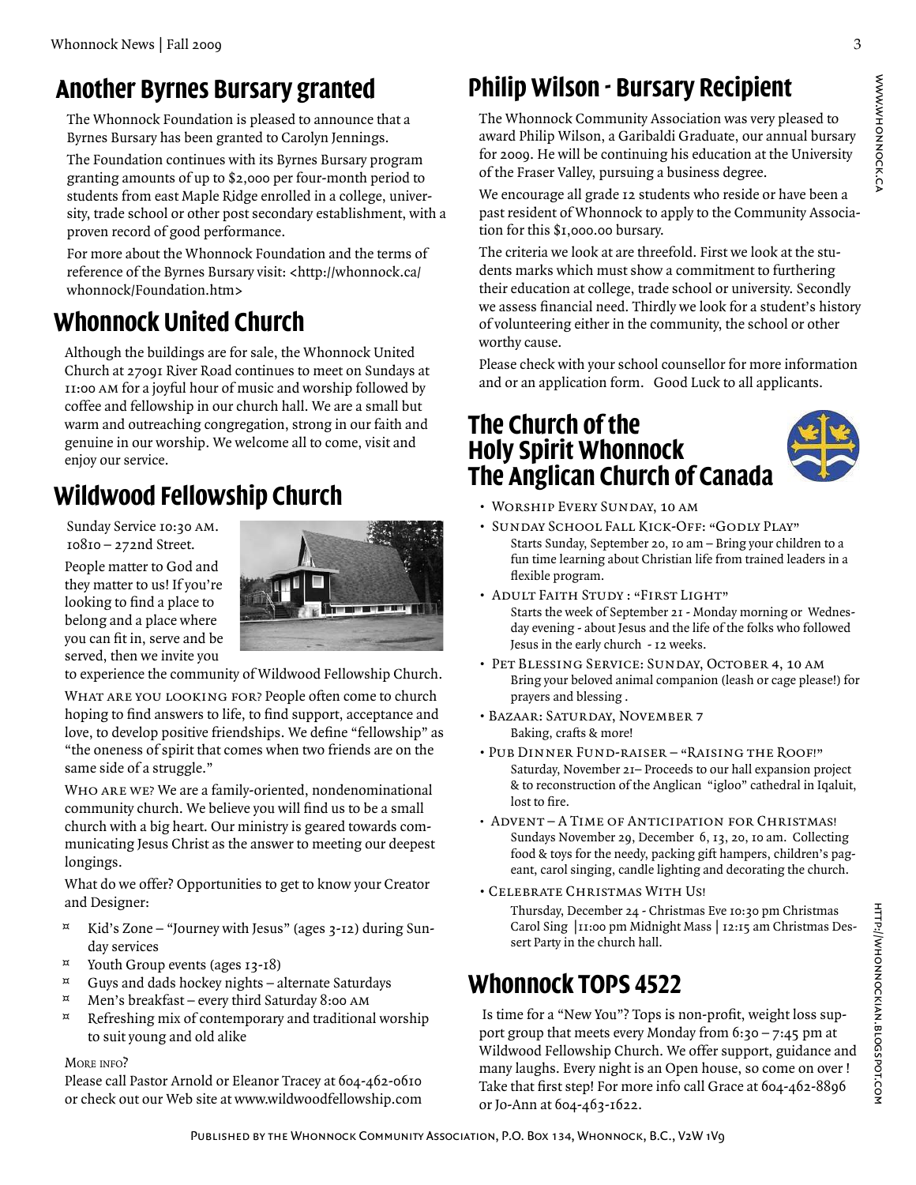## Another Byrnes Bursary granted

The Whonnock Foundation is pleased to announce that a Byrnes Bursary has been granted to Carolyn Jennings.

The Foundation continues with its Byrnes Bursary program granting amounts of up to $2,000 per four-month period to students from east Maple Ridge enrolled in a college, university, trade school or other post secondary establishment, with a proven record of good performance.

For more about the Whonnock Foundation and the terms of reference of the Byrnes Bursary visit: <http://whonnock.ca/whonnock/Foundation.htm>

## Whonnock United Church

Although the buildings are for sale, the Whonnock United Church at 27091 River Road continues to meet on Sundays at 11:00 AM for a joyful hour of music and worship followed by coffee and fellowship in our church hall. We are a small but warm and outreaching congregation, strong in our faith and genuine in our worship. We welcome all to come, visit and enjoy our service.

## Wildwood Fellowship Church

Sunday Service 10:30 AM.
10810 – 272nd Street.

People matter to God and they matter to us! If you're looking to find a place to belong and a place where you can fit in, serve and be served, then we invite you to experience the community of Wildwood Fellowship Church.

WHAT ARE YOU LOOKING FOR? People often come to church hoping to find answers to life, to find support, acceptance and love, to develop positive friendships. We define "fellowship" as "the oneness of spirit that comes when two friends are on the same side of a struggle."

WHO ARE WE? We are a family-oriented, nondenominational community church. We believe you will find us to be a small church with a big heart. Our ministry is geared towards communicating Jesus Christ as the answer to meeting our deepest longings.

What do we offer? Opportunities to get to know your Creator and Designer:

- Kid's Zone – "Journey with Jesus" (ages 3-12) during Sunday services
- Youth Group events (ages 13-18)
- Guys and dads hockey nights – alternate Saturdays
- Men's breakfast – every third Saturday 8:00 AM
- Refreshing mix of contemporary and traditional worship to suit young and old alike

MORE INFO?
Please call Pastor Arnold or Eleanor Tracey at 604-462-0610 or check out our Web site at www.wildwoodfellowship.com

## Philip Wilson - Bursary Recipient

The Whonnock Community Association was very pleased to award Philip Wilson, a Garibaldi Graduate, our annual bursary for 2009. He will be continuing his education at the University of the Fraser Valley, pursuing a business degree.

We encourage all grade 12 students who reside or have been a past resident of Whonnock to apply to the Community Association for this $1,000.00 bursary.

The criteria we look at are threefold. First we look at the students marks which must show a commitment to furthering their education at college, trade school or university. Secondly we assess financial need. Thirdly we look for a student's history of volunteering either in the community, the school or other worthy cause.

Please check with your school counsellor for more information and or an application form. Good Luck to all applicants.

## The Church of the Holy Spirit Whonnock The Anglican Church of Canada

- WORSHIP EVERY SUNDAY, 10 AM
- SUNDAY SCHOOL FALL KICK-OFF: "GODLY PLAY"
  Starts Sunday, September 20, 10 am – Bring your children to a fun time learning about Christian life from trained leaders in a flexible program.
- ADULT FAITH STUDY : "FIRST LIGHT"
  Starts the week of September 21 - Monday morning or Wednesday evening - about Jesus and the life of the folks who followed Jesus in the early church - 12 weeks.
- PET BLESSING SERVICE: SUNDAY, OCTOBER 4, 10 AM
  Bring your beloved animal companion (leash or cage please!) for prayers and blessing .
- BAZAAR: SATURDAY, NOVEMBER 7
  Baking, crafts & more!
- PUB DINNER FUND-RAISER – "RAISING THE ROOF!"
  Saturday, November 21– Proceeds to our hall expansion project & to reconstruction of the Anglican "igloo" cathedral in Iqaluit, lost to fire.
- ADVENT – A TIME OF ANTICIPATION FOR CHRISTMAS!
  Sundays November 29, December 6, 13, 20, 10 am. Collecting food & toys for the needy, packing gift hampers, children's pageant, carol singing, candle lighting and decorating the church.
- CELEBRATE CHRISTMAS WITH US!
  Thursday, December 24 - Christmas Eve 10:30 pm Christmas Carol Sing | 11:00 pm Midnight Mass | 12:15 am Christmas Dessert Party in the church hall.

## Whonnock TOPS 4522

Is time for a "New You"? Tops is non-profit, weight loss support group that meets every Monday from 6:30 – 7:45 pm at Wildwood Fellowship Church. We offer support, guidance and many laughs. Every night is an Open house, so come on over ! Take that first step! For more info call Grace at 604-462-8896 or Jo-Ann at 604-463-1622.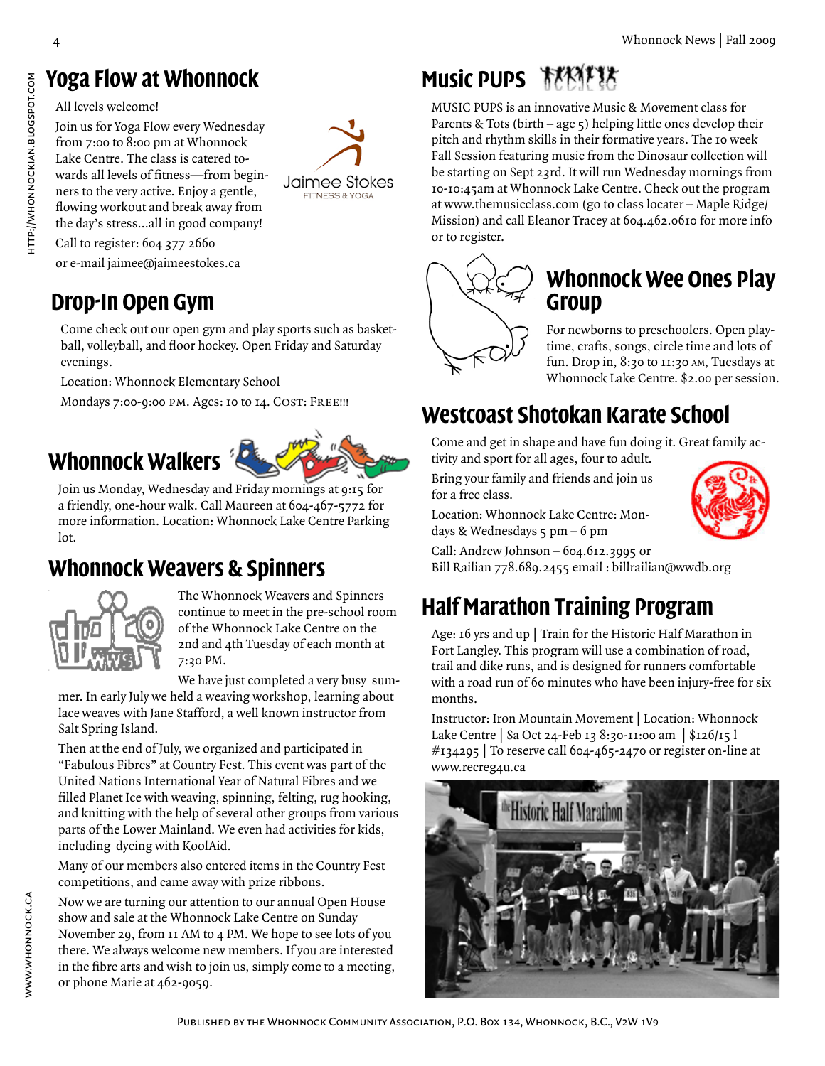## Yoga Flow at Whonnock

All levels welcome!

Join us for Yoga Flow every Wednesday from 7:00 to 8:00 pm at Whonnock Lake Centre. The class is catered towards all levels of fitness—from beginners to the very active. Enjoy a gentle, flowing workout and break away from the day's stress...all in good company!

Call to register: 604 377 2660

or e-mail jaimee@jaimeestokes.ca

Jaimee Stokes
FITNESS & YOGA

## Drop-In Open Gym

Come check out our open gym and play sports such as basketball, volleyball, and floor hockey. Open Friday and Saturday evenings.

Location: Whonnock Elementary School

Mondays 7:00-9:00 PM. Ages: 10 to 14. COST: FREE!!!

## Whonnock Walkers

Join us Monday, Wednesday and Friday mornings at 9:15 for a friendly, one-hour walk. Call Maureen at 604-467-5772 for more information. Location: Whonnock Lake Centre Parking lot.

## Whonnock Weavers & Spinners

The Whonnock Weavers and Spinners continue to meet in the pre-school room of the Whonnock Lake Centre on the 2nd and 4th Tuesday of each month at 7:30 PM.

We have just completed a very busy summer. In early July we held a weaving workshop, learning about lace weaves with Jane Stafford, a well known instructor from Salt Spring Island.

Then at the end of July, we organized and participated in "Fabulous Fibres" at Country Fest. This event was part of the United Nations International Year of Natural Fibres and we filled Planet Ice with weaving, spinning, felting, rug hooking, and knitting with the help of several other groups from various parts of the Lower Mainland. We even had activities for kids, including dyeing with KoolAid.

Many of our members also entered items in the Country Fest competitions, and came away with prize ribbons.

Now we are turning our attention to our annual Open House show and sale at the Whonnock Lake Centre on Sunday November 29, from 11 AM to 4 PM. We hope to see lots of you there. We always welcome new members. If you are interested in the fibre arts and wish to join us, simply come to a meeting, or phone Marie at 462-9059.

## Music PUPS

MUSIC PUPS is an innovative Music & Movement class for Parents & Tots (birth – age 5) helping little ones develop their pitch and rhythm skills in their formative years. The 10 week Fall Session featuring music from the Dinosaur collection will be starting on Sept 23rd. It will run Wednesday mornings from 10-10:45am at Whonnock Lake Centre. Check out the program at www.themusicclass.com (go to class locater – Maple Ridge/Mission) and call Eleanor Tracey at 604.462.0610 for more info or to register.

## Whonnock Wee Ones Play Group

For newborns to preschoolers. Open playtime, crafts, songs, circle time and lots of fun. Drop in, 8:30 to 11:30 AM, Tuesdays at Whonnock Lake Centre. $2.00 per session.

## Westcoast Shotokan Karate School

Come and get in shape and have fun doing it. Great family activity and sport for all ages, four to adult.

Bring your family and friends and join us for a free class.

Location: Whonnock Lake Centre: Mondays & Wednesdays 5 pm – 6 pm

Call: Andrew Johnson – 604.612.3995 or Bill Railian 778.689.2455 email : billrailian@wwdb.org

## Half Marathon Training Program

Age: 16 yrs and up | Train for the Historic Half Marathon in Fort Langley. This program will use a combination of road, trail and dike runs, and is designed for runners comfortable with a road run of 60 minutes who have been injury-free for six months.

Instructor: Iron Mountain Movement | Location: Whonnock Lake Centre | Sa Oct 24-Feb 13 8:30-11:00 am | $126/15 l #134295 | To reserve call 604-465-2470 or register on-line at www.recreg4u.ca

PUBLISHED BY THE WHONNOCK COMMUNITY ASSOCIATION, P.O. BOX 134, WHONNOCK, B.C., V2W 1V9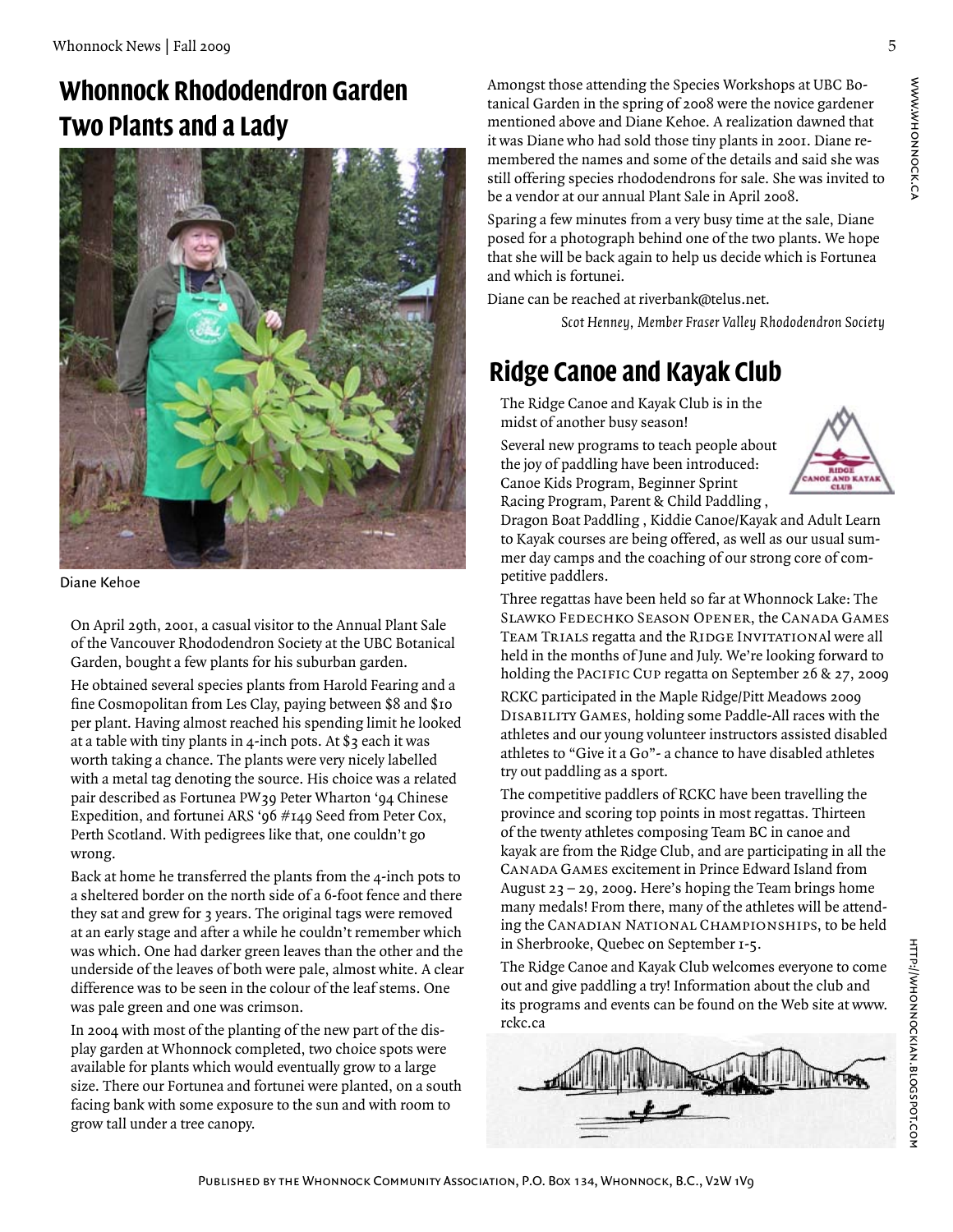# Whonnock Rhododendron Garden Two Plants and a Lady

Diane Kehoe

On April 29th, 2001, a casual visitor to the Annual Plant Sale of the Vancouver Rhododendron Society at the UBC Botanical Garden, bought a few plants for his suburban garden.

He obtained several species plants from Harold Fearing and a fine Cosmopolitan from Les Clay, paying between $8 and $10 per plant. Having almost reached his spending limit he looked at a table with tiny plants in 4-inch pots. At $3 each it was worth taking a chance. The plants were very nicely labelled with a metal tag denoting the source. His choice was a related pair described as Fortunea PW39 Peter Wharton '94 Chinese Expedition, and fortunei ARS '96 #149 Seed from Peter Cox, Perth Scotland. With pedigrees like that, one couldn't go wrong.

Back at home he transferred the plants from the 4-inch pots to a sheltered border on the north side of a 6-foot fence and there they sat and grew for 3 years. The original tags were removed at an early stage and after a while he couldn't remember which was which. One had darker green leaves than the other and the underside of the leaves of both were pale, almost white. A clear difference was to be seen in the colour of the leaf stems. One was pale green and one was crimson.

In 2004 with most of the planting of the new part of the display garden at Whonnock completed, two choice spots were available for plants which would eventually grow to a large size. There our Fortunea and fortunei were planted, on a south facing bank with some exposure to the sun and with room to grow tall under a tree canopy.

Amongst those attending the Species Workshops at UBC Botanical Garden in the spring of 2008 were the novice gardener mentioned above and Diane Kehoe. A realization dawned that it was Diane who had sold those tiny plants in 2001. Diane remembered the names and some of the details and said she was still offering species rhododendrons for sale. She was invited to be a vendor at our annual Plant Sale in April 2008.

Sparing a few minutes from a very busy time at the sale, Diane posed for a photograph behind one of the two plants. We hope that she will be back again to help us decide which is Fortunea and which is fortunei.

Diane can be reached at riverbank@telus.net.

*Scot Henney, Member Fraser Valley Rhododendron Society*

# Ridge Canoe and Kayak Club

The Ridge Canoe and Kayak Club is in the midst of another busy season!

Several new programs to teach people about the joy of paddling have been introduced: Canoe Kids Program, Beginner Sprint Racing Program, Parent & Child Paddling , Dragon Boat Paddling , Kiddie Canoe/Kayak and Adult Learn to Kayak courses are being offered, as well as our usual summer day camps and the coaching of our strong core of competitive paddlers.

Three regattas have been held so far at Whonnock Lake: The Slawko Fedechko Season Opener, the Canada Games Team Trials regatta and the Ridge Invitational were all held in the months of June and July. We're looking forward to holding the Pacific Cup regatta on September 26 & 27, 2009

RCKC participated in the Maple Ridge/Pitt Meadows 2009 Disability Games, holding some Paddle-All races with the athletes and our young volunteer instructors assisted disabled athletes to "Give it a Go"- a chance to have disabled athletes try out paddling as a sport.

The competitive paddlers of RCKC have been travelling the province and scoring top points in most regattas. Thirteen of the twenty athletes composing Team BC in canoe and kayak are from the Ridge Club, and are participating in all the Canada Games excitement in Prince Edward Island from August 23 – 29, 2009. Here's hoping the Team brings home many medals! From there, many of the athletes will be attending the Canadian National Championships, to be held in Sherbrooke, Quebec on September 1-5.

The Ridge Canoe and Kayak Club welcomes everyone to come out and give paddling a try! Information about the club and its programs and events can be found on the Web site at www.rckc.ca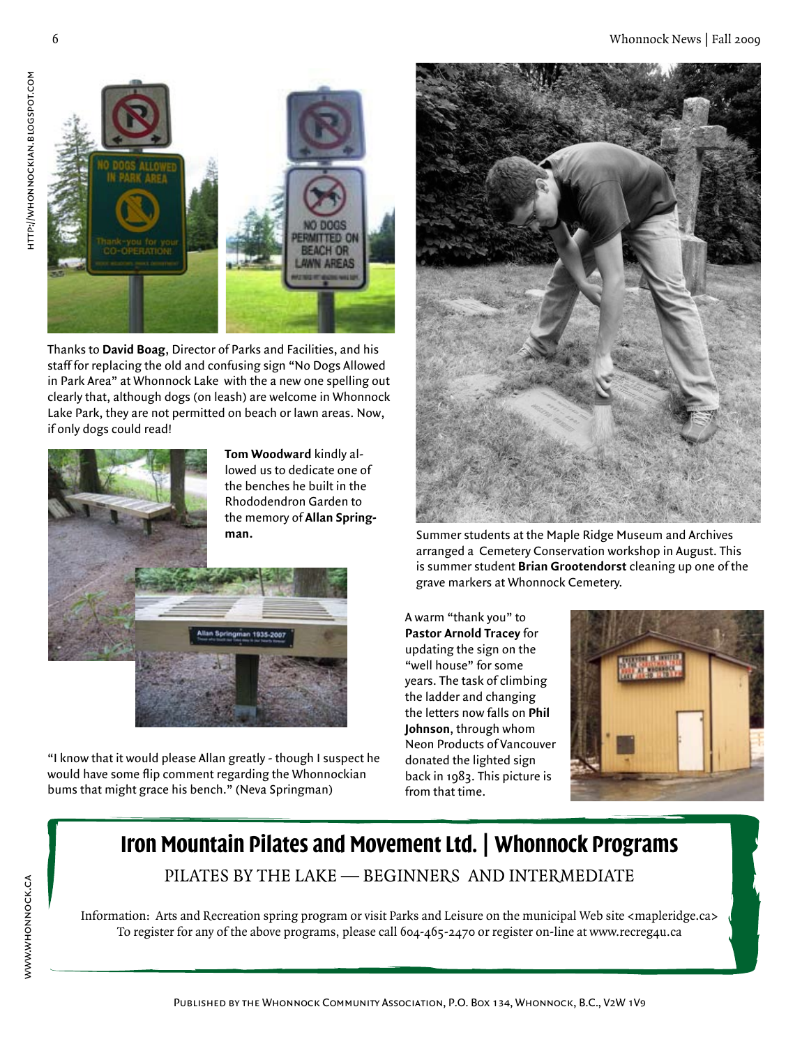Thanks to **David Boag**, Director of Parks and Facilities, and his staff for replacing the old and confusing sign "No Dogs Allowed in Park Area" at Whonnock Lake with the a new one spelling out clearly that, although dogs (on leash) are welcome in Whonnock Lake Park, they are not permitted on beach or lawn areas. Now, if only dogs could read!

**Tom Woodward** kindly allowed us to dedicate one of the benches he built in the Rhododendron Garden to the memory of **Allan Springman.**

"I know that it would please Allan greatly - though I suspect he would have some flip comment regarding the Whonnockian bums that might grace his bench." (Neva Springman)

Summer students at the Maple Ridge Museum and Archives arranged a Cemetery Conservation workshop in August. This is summer student **Brian Grootendorst** cleaning up one of the grave markers at Whonnock Cemetery.

A warm "thank you" to **Pastor Arnold Tracey** for updating the sign on the "well house" for some years. The task of climbing the ladder and changing the letters now falls on **Phil Johnson**, through whom Neon Products of Vancouver donated the lighted sign back in 1983. This picture is from that time.

## Iron Mountain Pilates and Movement Ltd. | Whonnock Programs

PILATES BY THE LAKE — BEGINNERS AND INTERMEDIATE

Information: Arts and Recreation spring program or visit Parks and Leisure on the municipal Web site <mapleridge.ca>
To register for any of the above programs, please call 604-465-2470 or register on-line at www.recreg4u.ca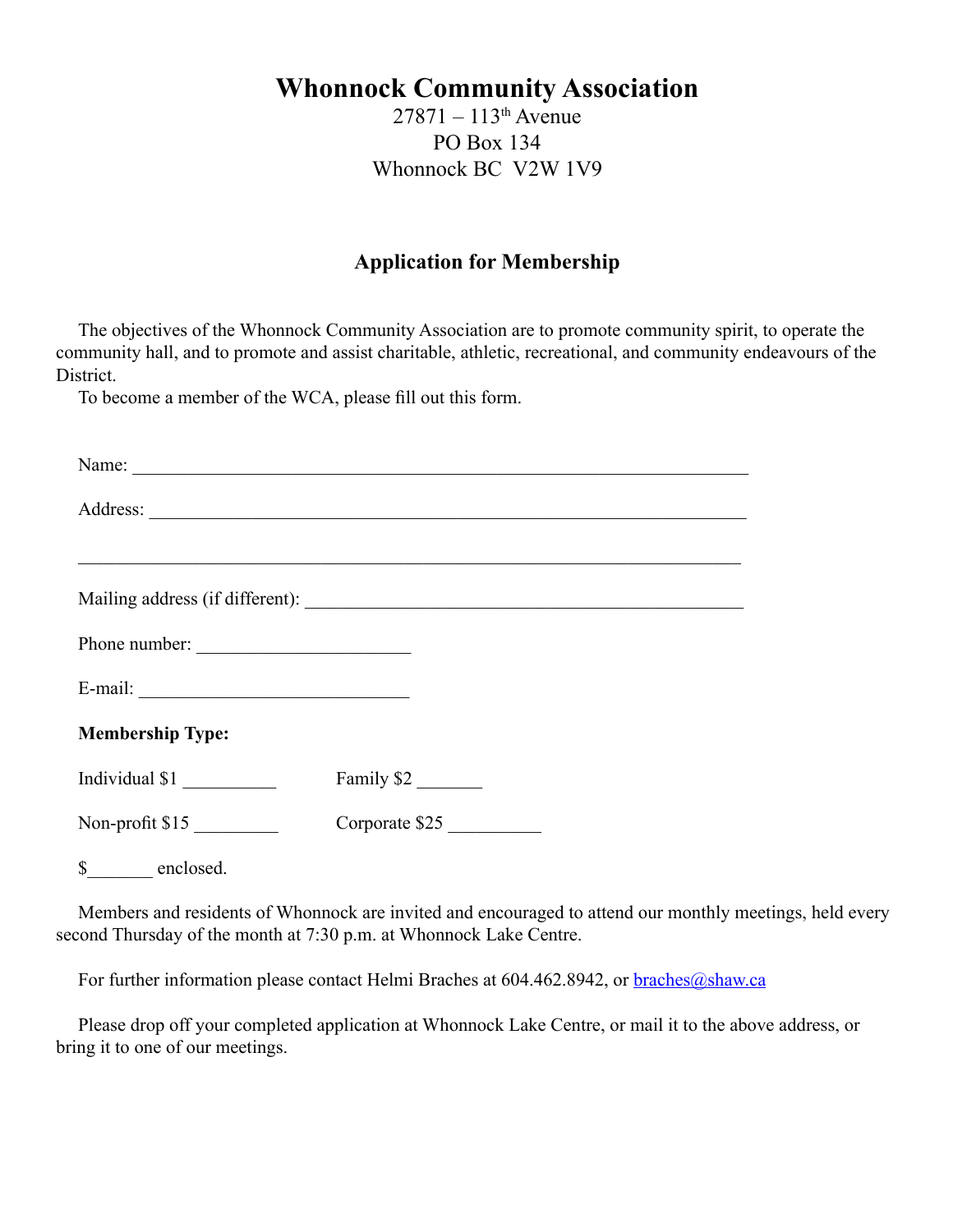# Whonnock Community Association

27871 – 113th Avenue
PO Box 134
Whonnock BC V2W 1V9

## Application for Membership

The objectives of the Whonnock Community Association are to promote community spirit, to operate the community hall, and to promote and assist charitable, athletic, recreational, and community endeavours of the District.

To become a member of the WCA, please fill out this form.

Name: ______________________________________________________________________

Address: ____________________________________________________________________

____________________________________________________________________________

Mailing address (if different): _______________________________________________

Phone number: ______________________

E-mail: ____________________________

**Membership Type:**

Individual $1 __________          Family $2 _______

Non-profit $15 _________          Corporate $25 __________

$_______ enclosed.

Members and residents of Whonnock are invited and encouraged to attend our monthly meetings, held every second Thursday of the month at 7:30 p.m. at Whonnock Lake Centre.

For further information please contact Helmi Braches at 604.462.8942, or braches@shaw.ca

Please drop off your completed application at Whonnock Lake Centre, or mail it to the above address, or bring it to one of our meetings.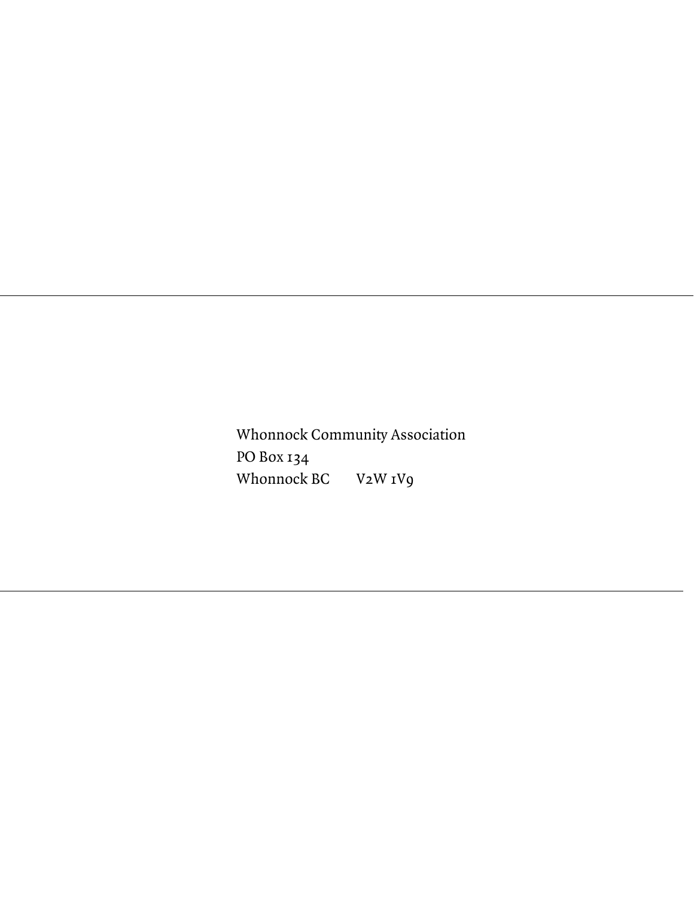Whonnock Community Association
PO Box 134
Whonnock BC V2W 1V9